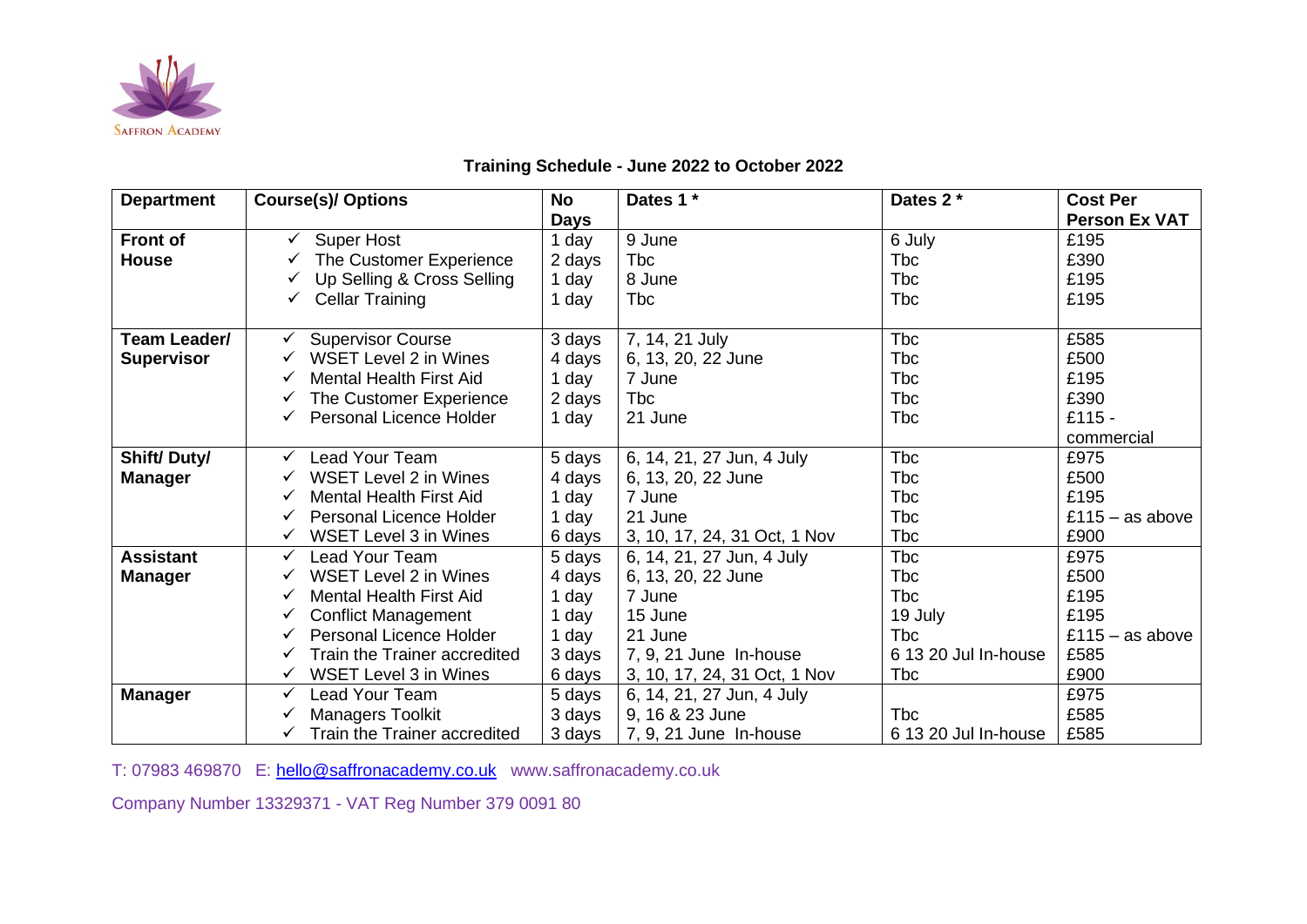Saffron Academy

## Training Schedule - June 2022 to October 2022

| Department | Course(s)/ Options | No Days | Dates 1 * | Dates 2 * | Cost Per Person Ex VAT |
|---|---|---|---|---|---|
| Front of House | ✓ Super Host | 1 day | 9 June | 6 July | £195 |
| | ✓ The Customer Experience | 2 days | Tbc | Tbc | £390 |
| | ✓ Up Selling & Cross Selling | 1 day | 8 June | Tbc | £195 |
| | ✓ Cellar Training | 1 day | Tbc | Tbc | £195 |
| Team Leader/ Supervisor | ✓ Supervisor Course | 3 days | 7, 14, 21 July | Tbc | £585 |
| | ✓ WSET Level 2 in Wines | 4 days | 6, 13, 20, 22 June | Tbc | £500 |
| | ✓ Mental Health First Aid | 1 day | 7 June | Tbc | £195 |
| | ✓ The Customer Experience | 2 days | Tbc | Tbc | £390 |
| | ✓ Personal Licence Holder | 1 day | 21 June | Tbc | £115 - commercial |
| Shift/ Duty/ Manager | ✓ Lead Your Team | 5 days | 6, 14, 21, 27 Jun, 4 July | Tbc | £975 |
| | ✓ WSET Level 2 in Wines | 4 days | 6, 13, 20, 22 June | Tbc | £500 |
| | ✓ Mental Health First Aid | 1 day | 7 June | Tbc | £195 |
| | ✓ Personal Licence Holder | 1 day | 21 June | Tbc | £115 – as above |
| | ✓ WSET Level 3 in Wines | 6 days | 3, 10, 17, 24, 31 Oct, 1 Nov | Tbc | £900 |
| Assistant Manager | ✓ Lead Your Team | 5 days | 6, 14, 21, 27 Jun, 4 July | Tbc | £975 |
| | ✓ WSET Level 2 in Wines | 4 days | 6, 13, 20, 22 June | Tbc | £500 |
| | ✓ Mental Health First Aid | 1 day | 7 June | Tbc | £195 |
| | ✓ Conflict Management | 1 day | 15 June | 19 July | £195 |
| | ✓ Personal Licence Holder | 1 day | 21 June | Tbc | £115 – as above |
| | ✓ Train the Trainer accredited | 3 days | 7, 9, 21 June In-house | 6 13 20 Jul In-house | £585 |
| | ✓ WSET Level 3 in Wines | 6 days | 3, 10, 17, 24, 31 Oct, 1 Nov | Tbc | £900 |
| Manager | ✓ Lead Your Team | 5 days | 6, 14, 21, 27 Jun, 4 July | | £975 |
| | ✓ Managers Toolkit | 3 days | 9, 16 & 23 June | Tbc | £585 |
| | ✓ Train the Trainer accredited | 3 days | 7, 9, 21 June In-house | 6 13 20 Jul In-house | £585 |

T: 07983 469870 E: hello@saffronacademy.co.uk www.saffronacademy.co.uk

Company Number 13329371 - VAT Reg Number 379 0091 80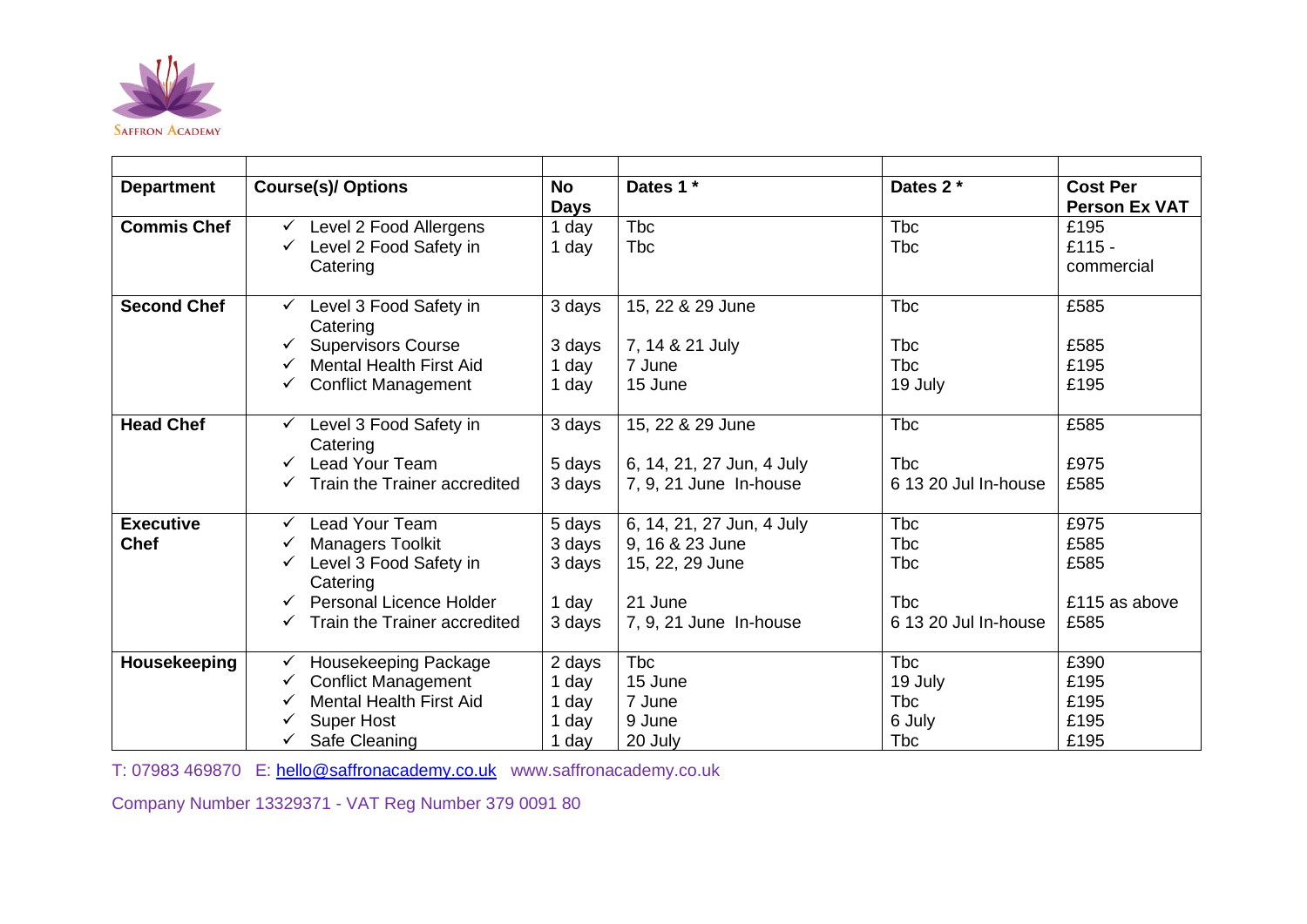SAFFRON ACADEMY

| Department | Course(s)/ Options | No Days | Dates 1 * | Dates 2 * | Cost Per Person Ex VAT |
|---|---|---|---|---|---|
| **Commis Chef** | ✓ Level 2 Food Allergens<br>✓ Level 2 Food Safety in Catering | 1 day<br>1 day | Tbc<br>Tbc | Tbc<br>Tbc | £195<br>£115 - commercial |
| **Second Chef** | ✓ Level 3 Food Safety in Catering<br>✓ Supervisors Course<br>✓ Mental Health First Aid<br>✓ Conflict Management | 3 days<br>3 days<br>1 day<br>1 day | 15, 22 & 29 June<br>7, 14 & 21 July<br>7 June<br>15 June | Tbc<br>Tbc<br>Tbc<br>19 July | £585<br>£585<br>£195<br>£195 |
| **Head Chef** | ✓ Level 3 Food Safety in Catering<br>✓ Lead Your Team<br>✓ Train the Trainer accredited | 3 days<br>5 days<br>3 days | 15, 22 & 29 June<br>6, 14, 21, 27 Jun, 4 July<br>7, 9, 21 June In-house | Tbc<br>Tbc<br>6 13 20 Jul In-house | £585<br>£975<br>£585 |
| **Executive Chef** | ✓ Lead Your Team<br>✓ Managers Toolkit<br>✓ Level 3 Food Safety in Catering<br>✓ Personal Licence Holder<br>✓ Train the Trainer accredited | 5 days<br>3 days<br>3 days<br>1 day<br>3 days | 6, 14, 21, 27 Jun, 4 July<br>9, 16 & 23 June<br>15, 22, 29 June<br>21 June<br>7, 9, 21 June In-house | Tbc<br>Tbc<br>Tbc<br>Tbc<br>6 13 20 Jul In-house | £975<br>£585<br>£585<br>£115 as above<br>£585 |
| **Housekeeping** | ✓ Housekeeping Package<br>✓ Conflict Management<br>✓ Mental Health First Aid<br>✓ Super Host<br>✓ Safe Cleaning | 2 days<br>1 day<br>1 day<br>1 day<br>1 day | Tbc<br>15 June<br>7 June<br>9 June<br>20 July | Tbc<br>19 July<br>Tbc<br>6 July<br>Tbc | £390<br>£195<br>£195<br>£195<br>£195 |

T: 07983 469870 E: hello@saffronacademy.co.uk www.saffronacademy.co.uk

Company Number 13329371 - VAT Reg Number 379 0091 80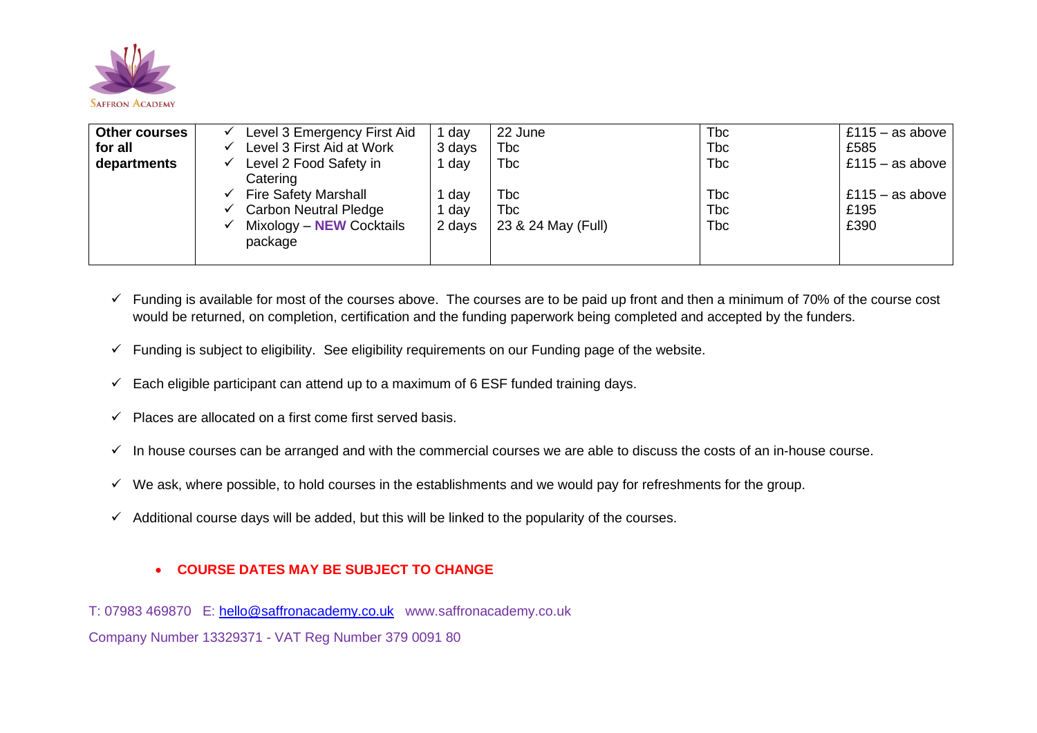| | | | | | |
|---|---|---|---|---|---|
| **Other courses for all departments** | ✓ Level 3 Emergency First Aid<br>✓ Level 3 First Aid at Work<br>✓ Level 2 Food Safety in Catering<br>✓ Fire Safety Marshall<br>✓ Carbon Neutral Pledge<br>✓ Mixology – **NEW** Cocktails package | 1 day<br>3 days<br>1 day<br><br>1 day<br>1 day<br>2 days | 22 June<br>Tbc<br>Tbc<br><br>Tbc<br>Tbc<br>23 & 24 May (Full) | Tbc<br>Tbc<br>Tbc<br><br>Tbc<br>Tbc<br>Tbc | £115 – as above<br>£585<br>£115 – as above<br><br>£115 – as above<br>£195<br>£390 |

- ✓ Funding is available for most of the courses above. The courses are to be paid up front and then a minimum of 70% of the course cost would be returned, on completion, certification and the funding paperwork being completed and accepted by the funders.
- ✓ Funding is subject to eligibility. See eligibility requirements on our Funding page of the website.
- ✓ Each eligible participant can attend up to a maximum of 6 ESF funded training days.
- ✓ Places are allocated on a first come first served basis.
- ✓ In house courses can be arranged and with the commercial courses we are able to discuss the costs of an in-house course.
- ✓ We ask, where possible, to hold courses in the establishments and we would pay for refreshments for the group.
- ✓ Additional course days will be added, but this will be linked to the popularity of the courses.

- **COURSE DATES MAY BE SUBJECT TO CHANGE**

T: 07983 469870 E: hello@saffronacademy.co.uk www.saffronacademy.co.uk

Company Number 13329371 - VAT Reg Number 379 0091 80